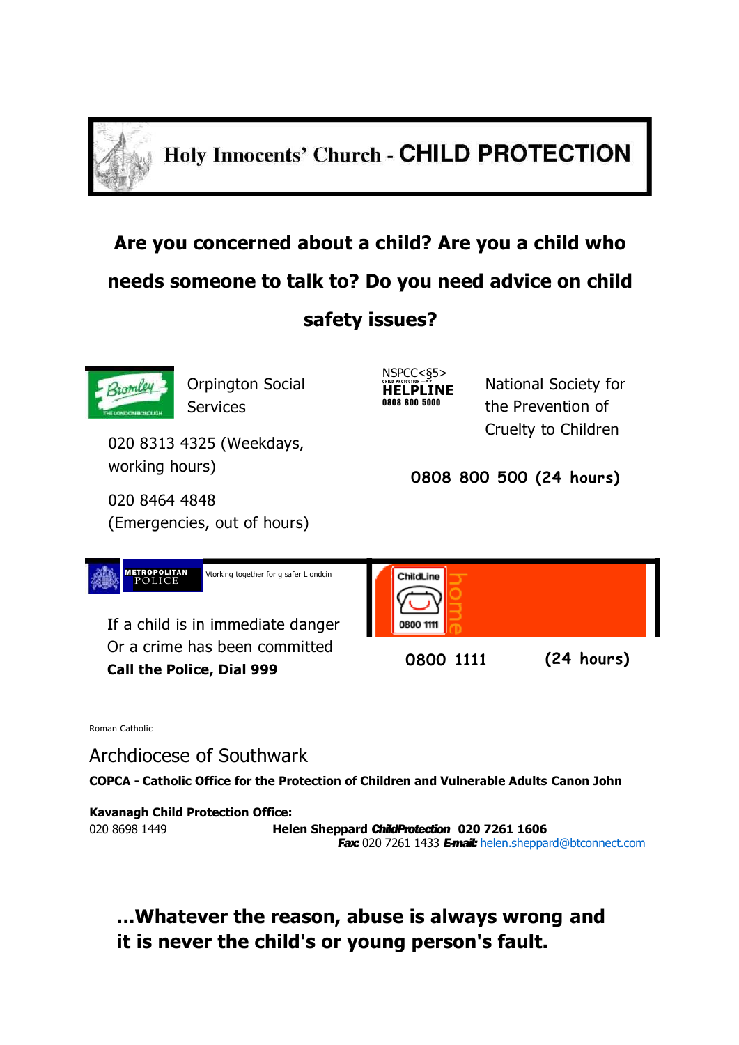# Holy Innocents' Church - CHILD PROTECTION

## Are you concerned about a child? Are you a child who needs someone to talk to? Do you need advice on child safety issues?

Bromley
THE LONDON BOROUGH

Orpington Social Services

020 8313 4325 (Weekdays, working hours)

020 8464 4848 (Emergencies, out of hours)

NSPCC<§5>
CHILD PROTECTION
HELPLINE
0808 800 5000

National Society for the Prevention of Cruelty to Children

**0808 800 500 (24 hours)**

METROPOLITAN POLICE

Vtorking together for g safer L ondcin

If a child is in immediate danger
Or a crime has been committed
**Call the Police, Dial 999**

ChildLine
0800 1111
home

**0800 1111 (24 hours)**

Roman Catholic

Archdiocese of Southwark

**COPCA - Catholic Office for the Protection of Children and Vulnerable Adults Canon John**

**Kavanagh Child Protection Office:**
020 8698 1449

**Helen Sheppard *ChildProtection* 020 7261 1606**
***Fax:*** 020 7261 1433 ***E-mail:*** helen.sheppard@btconnect.com

**...Whatever the reason, abuse is always wrong and it is never the child's or young person's fault.**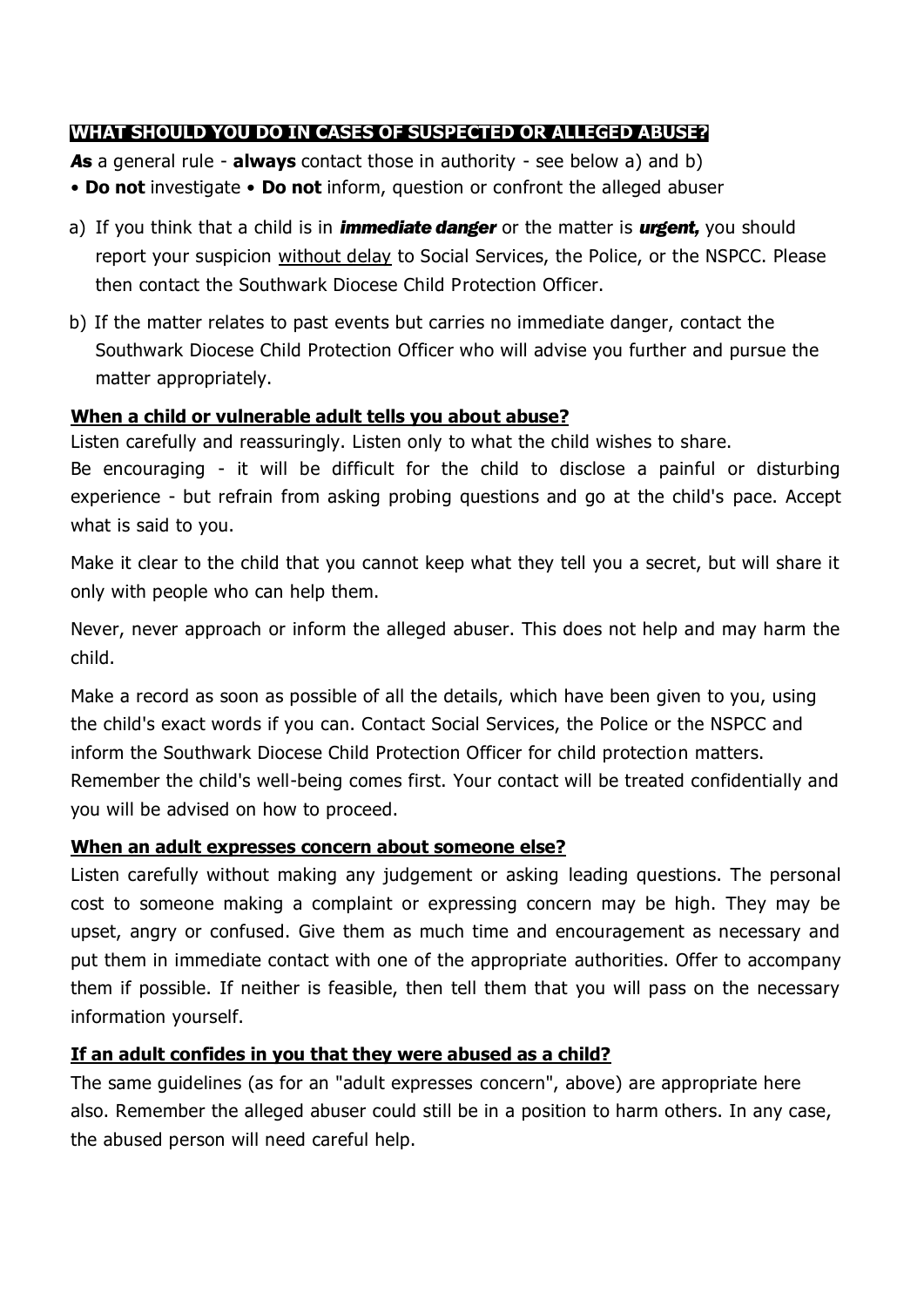## WHAT SHOULD YOU DO IN CASES OF SUSPECTED OR ALLEGED ABUSE?

***As*** a general rule - **always** contact those in authority - see below a) and b)

• **Do not** investigate • **Do not** inform, question or confront the alleged abuser

a) If you think that a child is in ***immediate danger*** or the matter is ***urgent,*** you should report your suspicion without delay to Social Services, the Police, or the NSPCC. Please then contact the Southwark Diocese Child Protection Officer.

b) If the matter relates to past events but carries no immediate danger, contact the Southwark Diocese Child Protection Officer who will advise you further and pursue the matter appropriately.

### When a child or vulnerable adult tells you about abuse?

Listen carefully and reassuringly. Listen only to what the child wishes to share.

Be encouraging - it will be difficult for the child to disclose a painful or disturbing experience - but refrain from asking probing questions and go at the child's pace. Accept what is said to you.

Make it clear to the child that you cannot keep what they tell you a secret, but will share it only with people who can help them.

Never, never approach or inform the alleged abuser. This does not help and may harm the child.

Make a record as soon as possible of all the details, which have been given to you, using the child's exact words if you can. Contact Social Services, the Police or the NSPCC and inform the Southwark Diocese Child Protection Officer for child protection matters. Remember the child's well-being comes first. Your contact will be treated confidentially and you will be advised on how to proceed.

### When an adult expresses concern about someone else?

Listen carefully without making any judgement or asking leading questions. The personal cost to someone making a complaint or expressing concern may be high. They may be upset, angry or confused. Give them as much time and encouragement as necessary and put them in immediate contact with one of the appropriate authorities. Offer to accompany them if possible. If neither is feasible, then tell them that you will pass on the necessary information yourself.

### If an adult confides in you that they were abused as a child?

The same guidelines (as for an "adult expresses concern", above) are appropriate here also. Remember the alleged abuser could still be in a position to harm others. In any case, the abused person will need careful help.